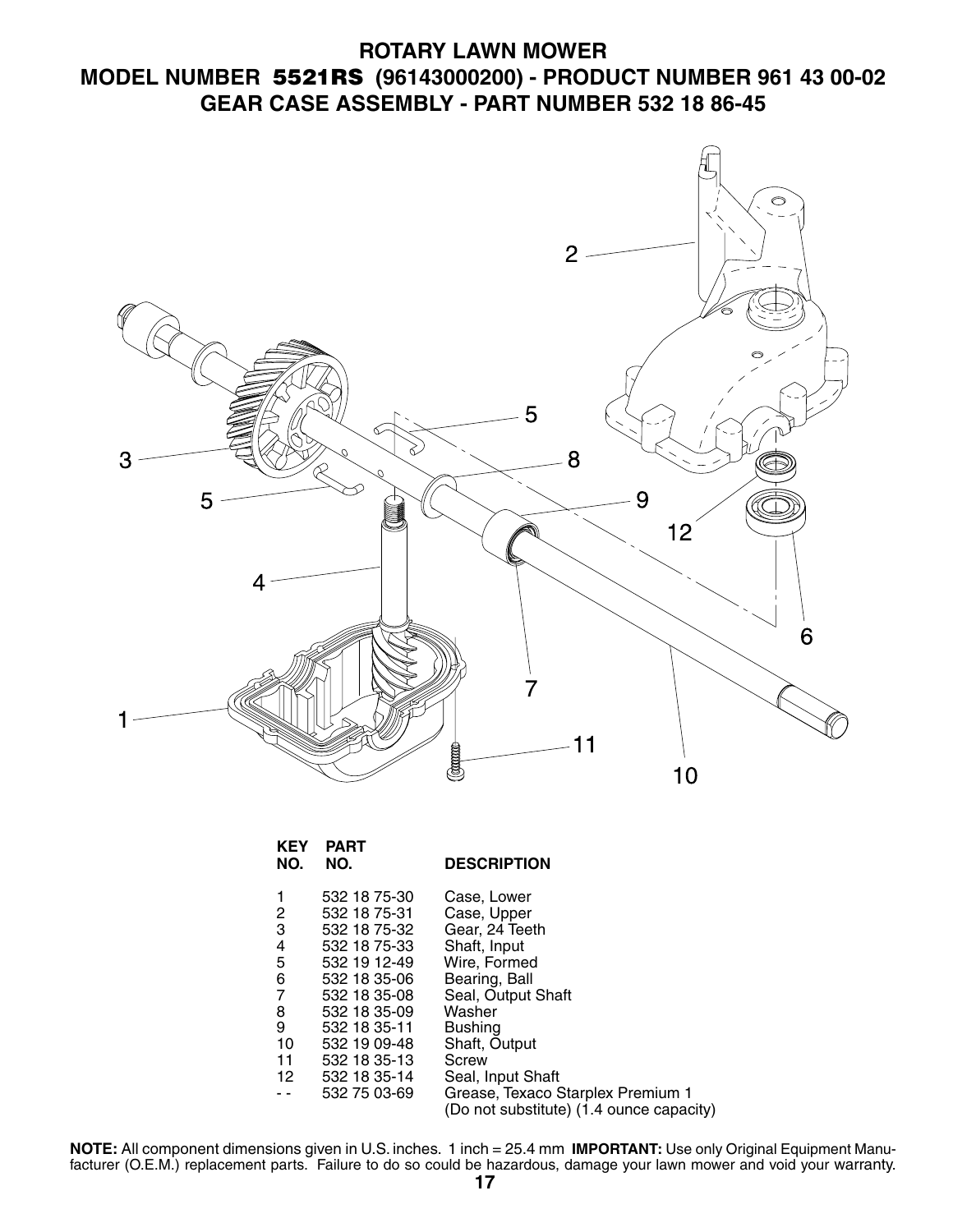# ROTARY LAWN MOWER
## MODEL NUMBER 5521RS (96143000200) - PRODUCT NUMBER 961 43 00-02
## GEAR CASE ASSEMBLY - PART NUMBER 532 18 86-45

| KEY NO. | PART NO. | DESCRIPTION |
|---|---|---|
| 1 | 532 18 75-30 | Case, Lower |
| 2 | 532 18 75-31 | Case, Upper |
| 3 | 532 18 75-32 | Gear, 24 Teeth |
| 4 | 532 18 75-33 | Shaft, Input |
| 5 | 532 19 12-49 | Wire, Formed |
| 6 | 532 18 35-06 | Bearing, Ball |
| 7 | 532 18 35-08 | Seal, Output Shaft |
| 8 | 532 18 35-09 | Washer |
| 9 | 532 18 35-11 | Bushing |
| 10 | 532 19 09-48 | Shaft, Output |
| 11 | 532 18 35-13 | Screw |
| 12 | 532 18 35-14 | Seal, Input Shaft |
| - - | 532 75 03-69 | Grease, Texaco Starplex Premium 1 (Do not substitute) (1.4 ounce capacity) |

**NOTE:** All component dimensions given in U.S. inches. 1 inch = 25.4 mm **IMPORTANT:** Use only Original Equipment Manufacturer (O.E.M.) replacement parts. Failure to do so could be hazardous, damage your lawn mower and void your warranty.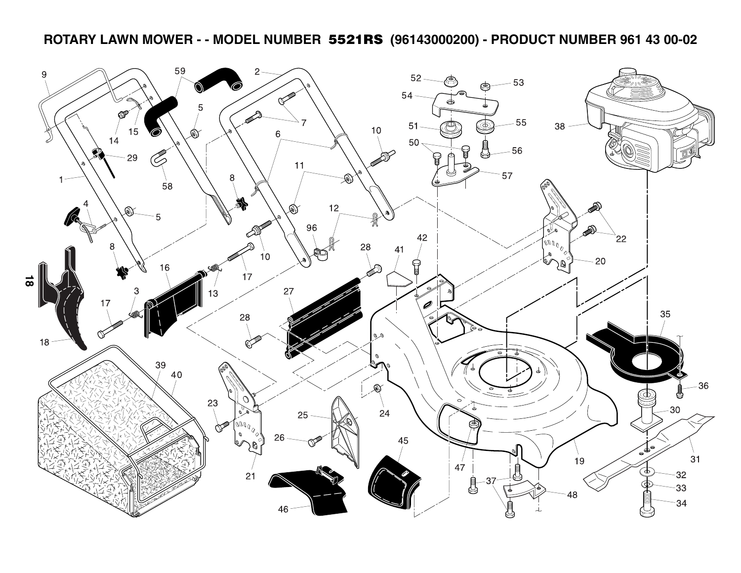# ROTARY LAWN MOWER - - MODEL NUMBER 5521RS (96143000200) - PRODUCT NUMBER 961 43 00-02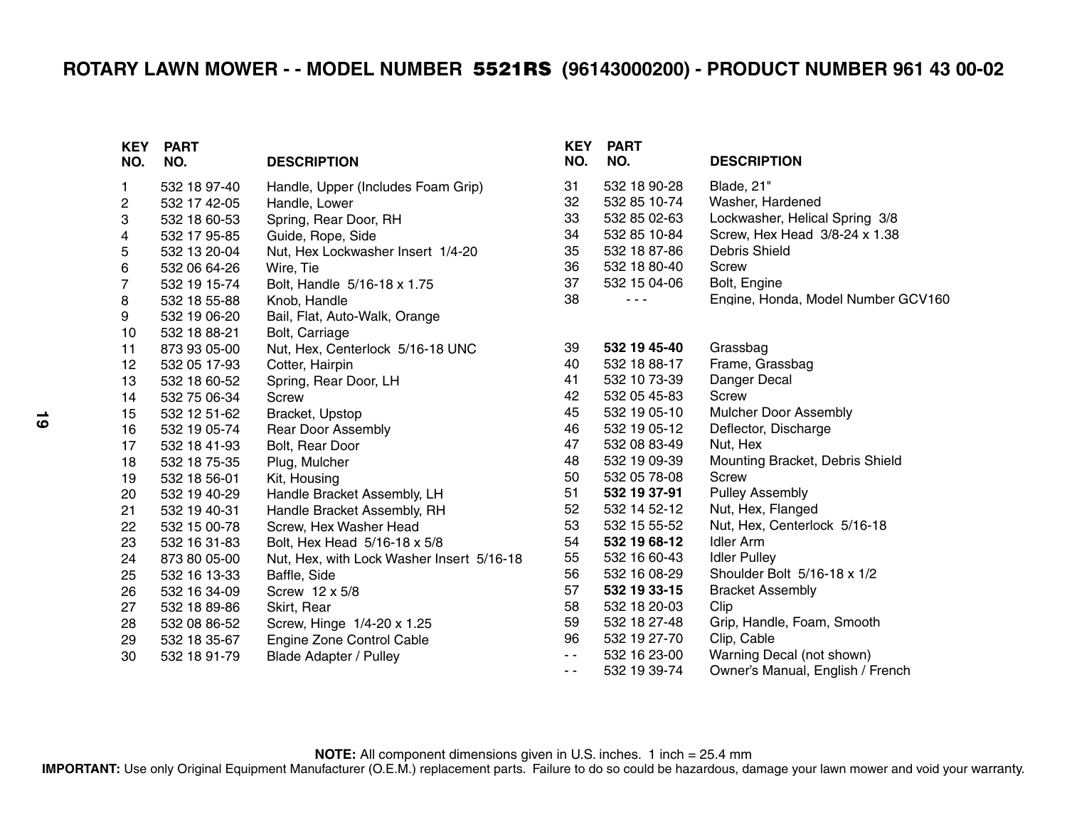# ROTARY LAWN MOWER - - MODEL NUMBER 5521RS (96143000200) - PRODUCT NUMBER 961 43 00-02

| KEY NO. | PART NO. | DESCRIPTION |
|---|---|---|
| 1 | 532 18 97-40 | Handle, Upper (Includes Foam Grip) |
| 2 | 532 17 42-05 | Handle, Lower |
| 3 | 532 18 60-53 | Spring, Rear Door, RH |
| 4 | 532 17 95-85 | Guide, Rope, Side |
| 5 | 532 13 20-04 | Nut, Hex Lockwasher Insert 1/4-20 |
| 6 | 532 06 64-26 | Wire, Tie |
| 7 | 532 19 15-74 | Bolt, Handle 5/16-18 x 1.75 |
| 8 | 532 18 55-88 | Knob, Handle |
| 9 | 532 19 06-20 | Bail, Flat, Auto-Walk, Orange |
| 10 | 532 18 88-21 | Bolt, Carriage |
| 11 | 873 93 05-00 | Nut, Hex, Centerlock 5/16-18 UNC |
| 12 | 532 05 17-93 | Cotter, Hairpin |
| 13 | 532 18 60-52 | Spring, Rear Door, LH |
| 14 | 532 75 06-34 | Screw |
| 15 | 532 12 51-62 | Bracket, Upstop |
| 16 | 532 19 05-74 | Rear Door Assembly |
| 17 | 532 18 41-93 | Bolt, Rear Door |
| 18 | 532 18 75-35 | Plug, Mulcher |
| 19 | 532 18 56-01 | Kit, Housing |
| 20 | 532 19 40-29 | Handle Bracket Assembly, LH |
| 21 | 532 19 40-31 | Handle Bracket Assembly, RH |
| 22 | 532 15 00-78 | Screw, Hex Washer Head |
| 23 | 532 16 31-83 | Bolt, Hex Head 5/16-18 x 5/8 |
| 24 | 873 80 05-00 | Nut, Hex, with Lock Washer Insert 5/16-18 |
| 25 | 532 16 13-33 | Baffle, Side |
| 26 | 532 16 34-09 | Screw 12 x 5/8 |
| 27 | 532 18 89-86 | Skirt, Rear |
| 28 | 532 08 86-52 | Screw, Hinge 1/4-20 x 1.25 |
| 29 | 532 18 35-67 | Engine Zone Control Cable |
| 30 | 532 18 91-79 | Blade Adapter / Pulley |
| 31 | 532 18 90-28 | Blade, 21" |
| 32 | 532 85 10-74 | Washer, Hardened |
| 33 | 532 85 02-63 | Lockwasher, Helical Spring 3/8 |
| 34 | 532 85 10-84 | Screw, Hex Head 3/8-24 x 1.38 |
| 35 | 532 18 87-86 | Debris Shield |
| 36 | 532 18 80-40 | Screw |
| 37 | 532 15 04-06 | Bolt, Engine |
| 38 | - - - | Engine, Honda, Model Number GCV160 |
| 39 | **532 19 45-40** | Grassbag |
| 40 | 532 18 88-17 | Frame, Grassbag |
| 41 | 532 10 73-39 | Danger Decal |
| 42 | 532 05 45-83 | Screw |
| 45 | 532 19 05-10 | Mulcher Door Assembly |
| 46 | 532 19 05-12 | Deflector, Discharge |
| 47 | 532 08 83-49 | Nut, Hex |
| 48 | 532 19 09-39 | Mounting Bracket, Debris Shield |
| 50 | 532 05 78-08 | Screw |
| 51 | **532 19 37-91** | Pulley Assembly |
| 52 | 532 14 52-12 | Nut, Hex, Flanged |
| 53 | 532 15 55-52 | Nut, Hex, Centerlock 5/16-18 |
| 54 | **532 19 68-12** | Idler Arm |
| 55 | 532 16 60-43 | Idler Pulley |
| 56 | 532 16 08-29 | Shoulder Bolt 5/16-18 x 1/2 |
| 57 | **532 19 33-15** | Bracket Assembly |
| 58 | 532 18 20-03 | Clip |
| 59 | 532 18 27-48 | Grip, Handle, Foam, Smooth |
| 96 | 532 19 27-70 | Clip, Cable |
| - - | 532 16 23-00 | Warning Decal (not shown) |
| - - | 532 19 39-74 | Owner's Manual, English / French |

**NOTE:** All component dimensions given in U.S. inches. 1 inch = 25.4 mm

**IMPORTANT:** Use only Original Equipment Manufacturer (O.E.M.) replacement parts. Failure to do so could be hazardous, damage your lawn mower and void your warranty.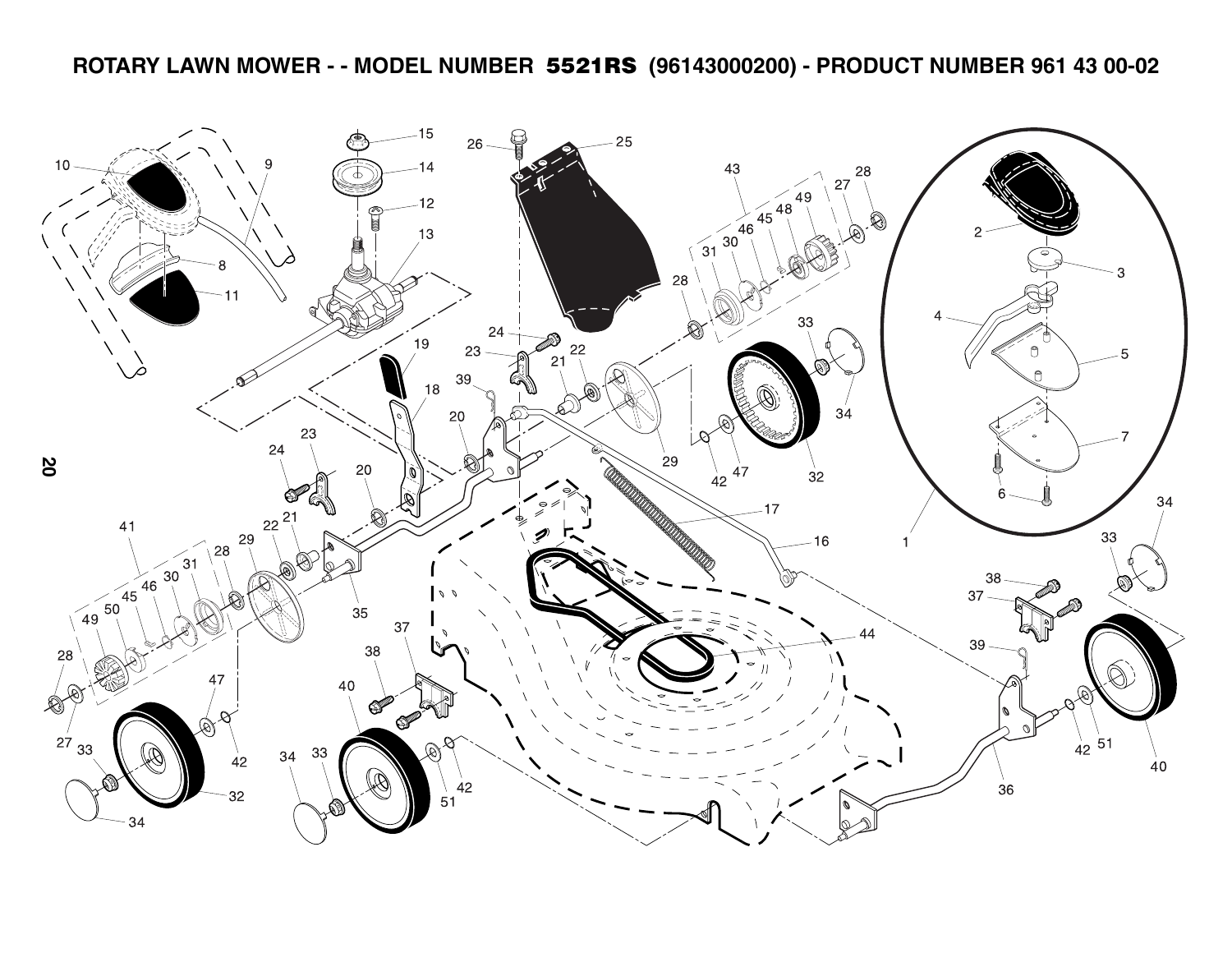# ROTARY LAWN MOWER - - MODEL NUMBER 5521RS (96143000200) - PRODUCT NUMBER 961 43 00-02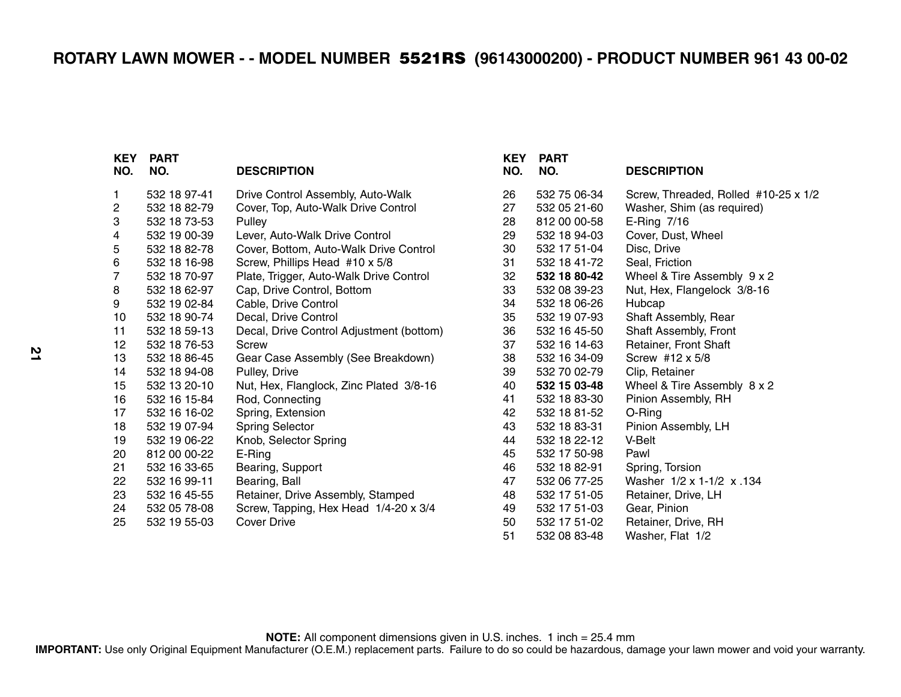# ROTARY LAWN MOWER - - MODEL NUMBER 5521RS (96143000200) - PRODUCT NUMBER 961 43 00-02

| KEY NO. | PART NO. | DESCRIPTION |
|---|---|---|
| 1 | 532 18 97-41 | Drive Control Assembly, Auto-Walk |
| 2 | 532 18 82-79 | Cover, Top, Auto-Walk Drive Control |
| 3 | 532 18 73-53 | Pulley |
| 4 | 532 19 00-39 | Lever, Auto-Walk Drive Control |
| 5 | 532 18 82-78 | Cover, Bottom, Auto-Walk Drive Control |
| 6 | 532 18 16-98 | Screw, Phillips Head #10 x 5/8 |
| 7 | 532 18 70-97 | Plate, Trigger, Auto-Walk Drive Control |
| 8 | 532 18 62-97 | Cap, Drive Control, Bottom |
| 9 | 532 19 02-84 | Cable, Drive Control |
| 10 | 532 18 90-74 | Decal, Drive Control |
| 11 | 532 18 59-13 | Decal, Drive Control Adjustment (bottom) |
| 12 | 532 18 76-53 | Screw |
| 13 | 532 18 86-45 | Gear Case Assembly (See Breakdown) |
| 14 | 532 18 94-08 | Pulley, Drive |
| 15 | 532 13 20-10 | Nut, Hex, Flanglock, Zinc Plated 3/8-16 |
| 16 | 532 16 15-84 | Rod, Connecting |
| 17 | 532 16 16-02 | Spring, Extension |
| 18 | 532 19 07-94 | Spring Selector |
| 19 | 532 19 06-22 | Knob, Selector Spring |
| 20 | 812 00 00-22 | E-Ring |
| 21 | 532 16 33-65 | Bearing, Support |
| 22 | 532 16 99-11 | Bearing, Ball |
| 23 | 532 16 45-55 | Retainer, Drive Assembly, Stamped |
| 24 | 532 05 78-08 | Screw, Tapping, Hex Head 1/4-20 x 3/4 |
| 25 | 532 19 55-03 | Cover Drive |
| 26 | 532 75 06-34 | Screw, Threaded, Rolled #10-25 x 1/2 |
| 27 | 532 05 21-60 | Washer, Shim (as required) |
| 28 | 812 00 00-58 | E-Ring 7/16 |
| 29 | 532 18 94-03 | Cover, Dust, Wheel |
| 30 | 532 17 51-04 | Disc, Drive |
| 31 | 532 18 41-72 | Seal, Friction |
| 32 | **532 18 80-42** | Wheel & Tire Assembly 9 x 2 |
| 33 | 532 08 39-23 | Nut, Hex, Flangelock 3/8-16 |
| 34 | 532 18 06-26 | Hubcap |
| 35 | 532 19 07-93 | Shaft Assembly, Rear |
| 36 | 532 16 45-50 | Shaft Assembly, Front |
| 37 | 532 16 14-63 | Retainer, Front Shaft |
| 38 | 532 16 34-09 | Screw #12 x 5/8 |
| 39 | 532 70 02-79 | Clip, Retainer |
| 40 | **532 15 03-48** | Wheel & Tire Assembly 8 x 2 |
| 41 | 532 18 83-30 | Pinion Assembly, RH |
| 42 | 532 18 81-52 | O-Ring |
| 43 | 532 18 83-31 | Pinion Assembly, LH |
| 44 | 532 18 22-12 | V-Belt |
| 45 | 532 17 50-98 | Pawl |
| 46 | 532 18 82-91 | Spring, Torsion |
| 47 | 532 06 77-25 | Washer 1/2 x 1-1/2 x .134 |
| 48 | 532 17 51-05 | Retainer, Drive, LH |
| 49 | 532 17 51-03 | Gear, Pinion |
| 50 | 532 17 51-02 | Retainer, Drive, RH |
| 51 | 532 08 83-48 | Washer, Flat 1/2 |

**NOTE:** All component dimensions given in U.S. inches. 1 inch = 25.4 mm

**IMPORTANT:** Use only Original Equipment Manufacturer (O.E.M.) replacement parts. Failure to do so could be hazardous, damage your lawn mower and void your warranty.